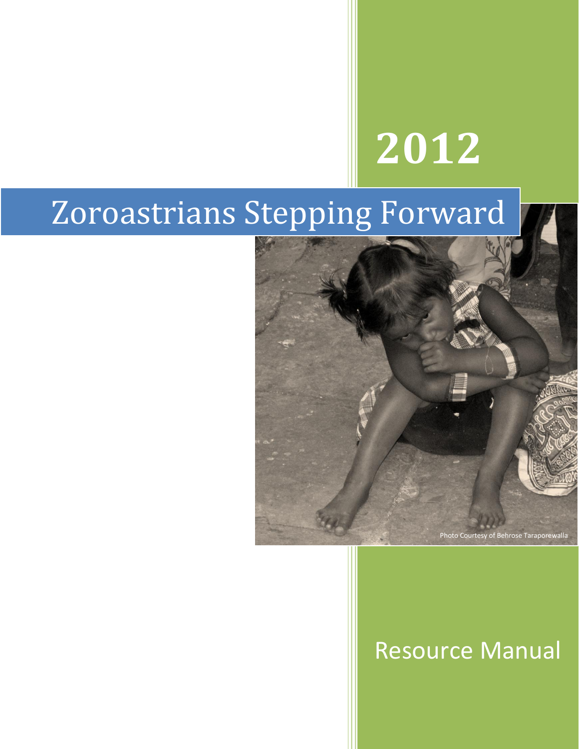# 2012

# Zoroastrians Stepping Forward

Photo Courtesy of Behrose Taraporewalla

## Resource Manual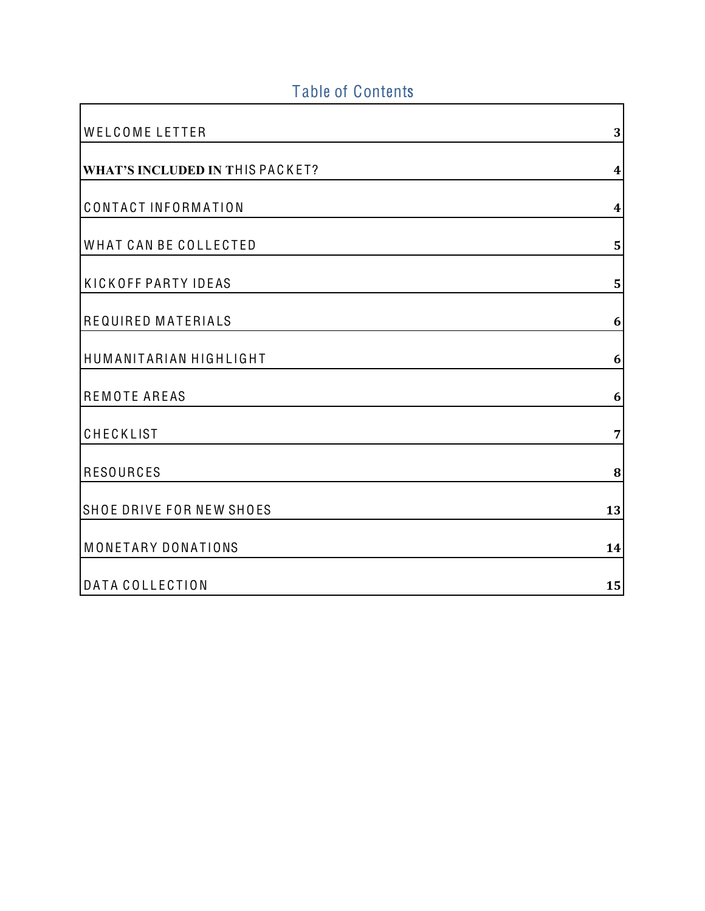## Table of Contents

| Section | Page |
|---|---|
| WELCOME LETTER | 3 |
| WHAT'S INCLUDED IN THIS PACKET? | 4 |
| CONTACT INFORMATION | 4 |
| WHAT CAN BE COLLECTED | 5 |
| KICKOFF PARTY IDEAS | 5 |
| REQUIRED MATERIALS | 6 |
| HUMANITARIAN HIGHLIGHT | 6 |
| REMOTE AREAS | 6 |
| CHECKLIST | 7 |
| RESOURCES | 8 |
| SHOE DRIVE FOR NEW SHOES | 13 |
| MONETARY DONATIONS | 14 |
| DATA COLLECTION | 15 |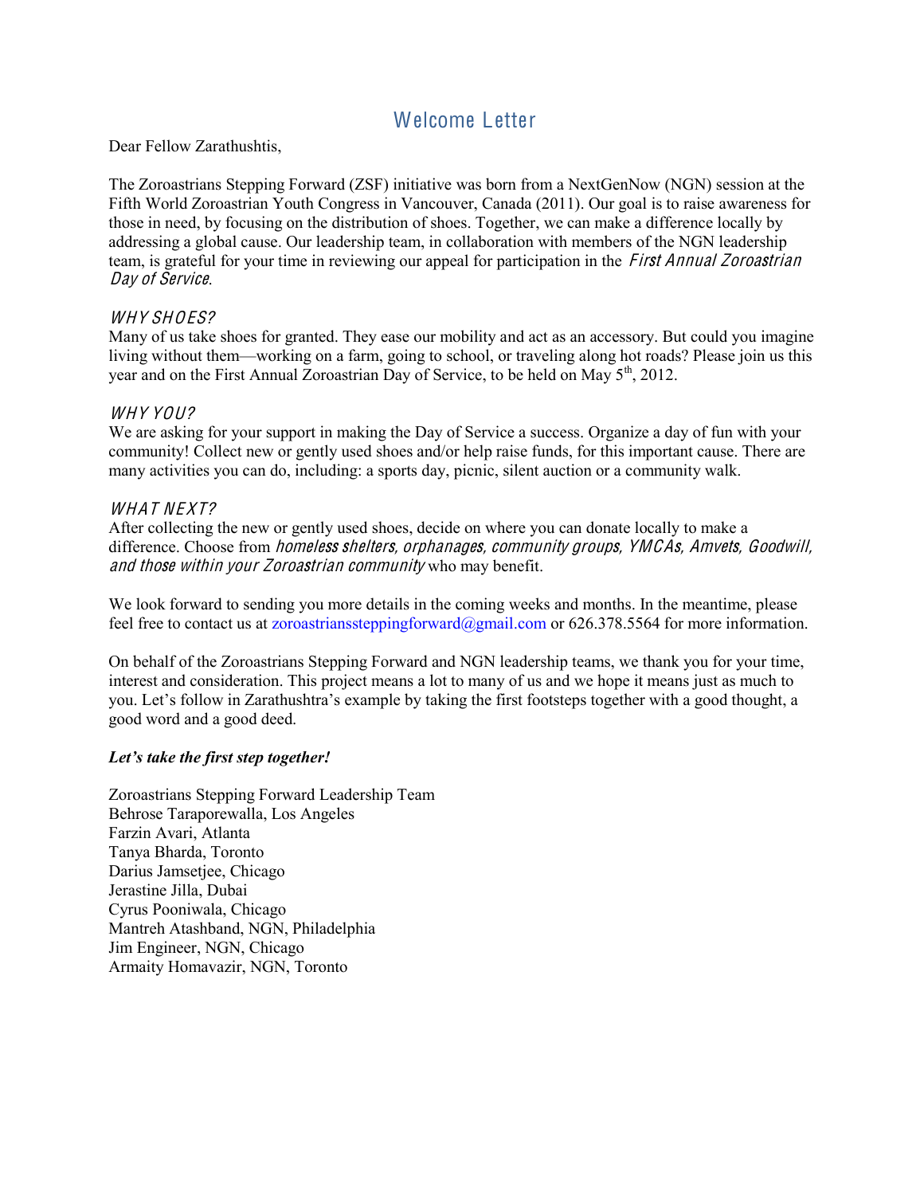# Welcome Letter

Dear Fellow Zarathushtis,

The Zoroastrians Stepping Forward (ZSF) initiative was born from a NextGenNow (NGN) session at the Fifth World Zoroastrian Youth Congress in Vancouver, Canada (2011). Our goal is to raise awareness for those in need, by focusing on the distribution of shoes. Together, we can make a difference locally by addressing a global cause. Our leadership team, in collaboration with members of the NGN leadership team, is grateful for your time in reviewing our appeal for participation in the *First Annual Zoroastrian Day of Service*.

### *WHY SHOES?*

Many of us take shoes for granted. They ease our mobility and act as an accessory. But could you imagine living without them—working on a farm, going to school, or traveling along hot roads? Please join us this year and on the First Annual Zoroastrian Day of Service, to be held on May 5th, 2012.

### *WHY YOU?*

We are asking for your support in making the Day of Service a success. Organize a day of fun with your community! Collect new or gently used shoes and/or help raise funds, for this important cause. There are many activities you can do, including: a sports day, picnic, silent auction or a community walk.

### *WHAT NEXT?*

After collecting the new or gently used shoes, decide on where you can donate locally to make a difference. Choose from *homeless shelters*, *orphanages*, *community groups*, *YMCAs*, *Amvets*, *Goodwill*, *and those within your Zoroastrian community* who may benefit.

We look forward to sending you more details in the coming weeks and months. In the meantime, please feel free to contact us at zoroastrianssteppingforward@gmail.com or 626.378.5564 for more information.

On behalf of the Zoroastrians Stepping Forward and NGN leadership teams, we thank you for your time, interest and consideration. This project means a lot to many of us and we hope it means just as much to you. Let's follow in Zarathushtra's example by taking the first footsteps together with a good thought, a good word and a good deed.

***Let's take the first step together!***

Zoroastrians Stepping Forward Leadership Team
Behrose Taraporewalla, Los Angeles
Farzin Avari, Atlanta
Tanya Bharda, Toronto
Darius Jamsetjee, Chicago
Jerastine Jilla, Dubai
Cyrus Pooniwala, Chicago
Mantreh Atashband, NGN, Philadelphia
Jim Engineer, NGN, Chicago
Armaity Homavazir, NGN, Toronto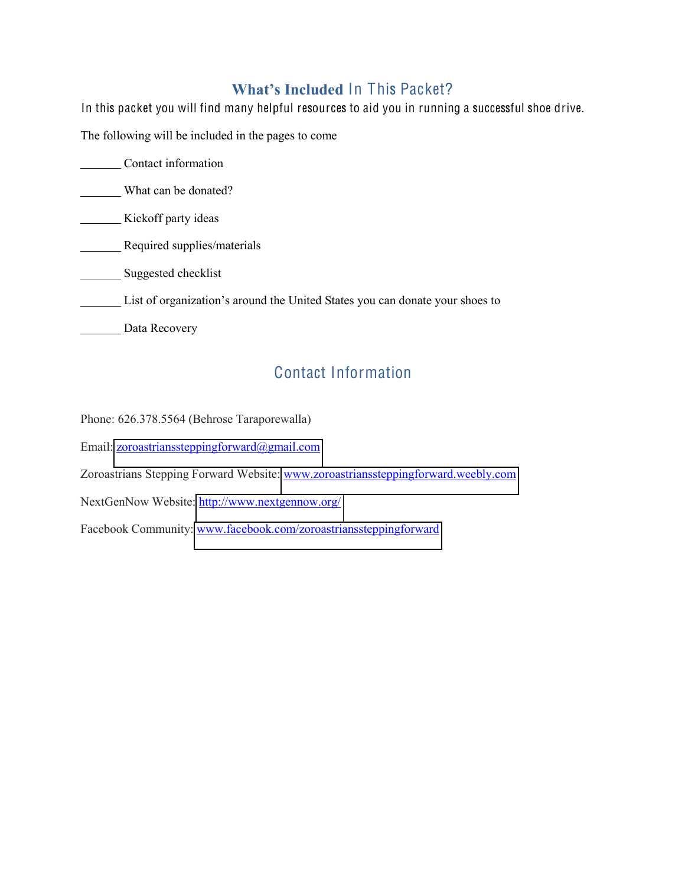## **What's Included** In This Packet?

In this packet you will find many helpful resources to aid you in running a successful shoe drive.

The following will be included in the pages to come

_______ Contact information

_______ What can be donated?

_______ Kickoff party ideas

_______ Required supplies/materials

_______ Suggested checklist

_______ List of organization's around the United States you can donate your shoes to

_______ Data Recovery

## Contact Information

Phone: 626.378.5564 (Behrose Taraporewalla)

Email: zoroastrianssteppingforward@gmail.com

Zoroastrians Stepping Forward Website: www.zoroastrianssteppingforward.weebly.com

NextGenNow Website: http://www.nextgennow.org/

Facebook Community: www.facebook.com/zoroastrianssteppingforward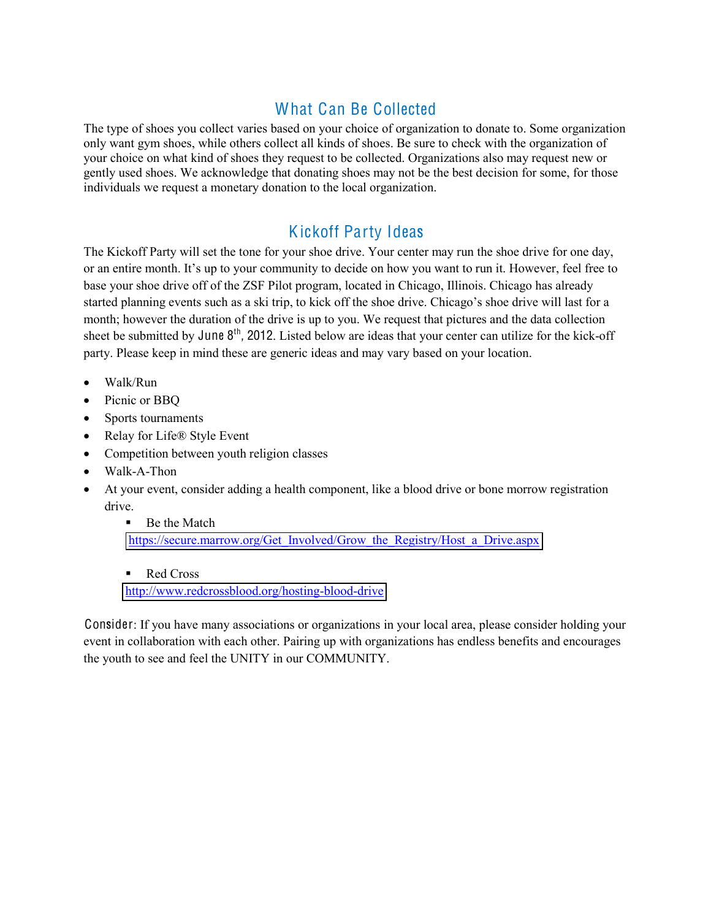## What Can Be Collected

The type of shoes you collect varies based on your choice of organization to donate to. Some organization only want gym shoes, while others collect all kinds of shoes. Be sure to check with the organization of your choice on what kind of shoes they request to be collected. Organizations also may request new or gently used shoes. We acknowledge that donating shoes may not be the best decision for some, for those individuals we request a monetary donation to the local organization.

## Kickoff Party Ideas

The Kickoff Party will set the tone for your shoe drive. Your center may run the shoe drive for one day, or an entire month. It's up to your community to decide on how you want to run it. However, feel free to base your shoe drive off of the ZSF Pilot program, located in Chicago, Illinois. Chicago has already started planning events such as a ski trip, to kick off the shoe drive. Chicago's shoe drive will last for a month; however the duration of the drive is up to you. We request that pictures and the data collection sheet be submitted by June 8th, 2012. Listed below are ideas that your center can utilize for the kick-off party. Please keep in mind these are generic ideas and may vary based on your location.

- Walk/Run
- Picnic or BBQ
- Sports tournaments
- Relay for Life® Style Event
- Competition between youth religion classes
- Walk-A-Thon
- At your event, consider adding a health component, like a blood drive or bone morrow registration drive.
  - Be the Match
    https://secure.marrow.org/Get_Involved/Grow_the_Registry/Host_a_Drive.aspx
  - Red Cross
    http://www.redcrossblood.org/hosting-blood-drive

Consider: If you have many associations or organizations in your local area, please consider holding your event in collaboration with each other. Pairing up with organizations has endless benefits and encourages the youth to see and feel the UNITY in our COMMUNITY.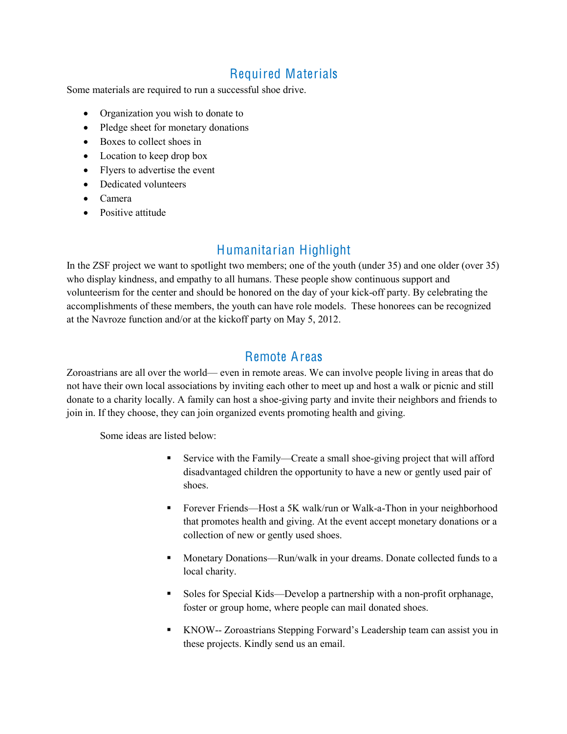## Required Materials

Some materials are required to run a successful shoe drive.

- Organization you wish to donate to
- Pledge sheet for monetary donations
- Boxes to collect shoes in
- Location to keep drop box
- Flyers to advertise the event
- Dedicated volunteers
- Camera
- Positive attitude

## Humanitarian Highlight

In the ZSF project we want to spotlight two members; one of the youth (under 35) and one older (over 35) who display kindness, and empathy to all humans. These people show continuous support and volunteerism for the center and should be honored on the day of your kick-off party. By celebrating the accomplishments of these members, the youth can have role models. These honorees can be recognized at the Navroze function and/or at the kickoff party on May 5, 2012.

## Remote Areas

Zoroastrians are all over the world— even in remote areas. We can involve people living in areas that do not have their own local associations by inviting each other to meet up and host a walk or picnic and still donate to a charity locally. A family can host a shoe-giving party and invite their neighbors and friends to join in. If they choose, they can join organized events promoting health and giving.

Some ideas are listed below:

- Service with the Family—Create a small shoe-giving project that will afford disadvantaged children the opportunity to have a new or gently used pair of shoes.

- Forever Friends—Host a 5K walk/run or Walk-a-Thon in your neighborhood that promotes health and giving. At the event accept monetary donations or a collection of new or gently used shoes.

- Monetary Donations—Run/walk in your dreams. Donate collected funds to a local charity.

- Soles for Special Kids—Develop a partnership with a non-profit orphanage, foster or group home, where people can mail donated shoes.

- KNOW-- Zoroastrians Stepping Forward's Leadership team can assist you in these projects. Kindly send us an email.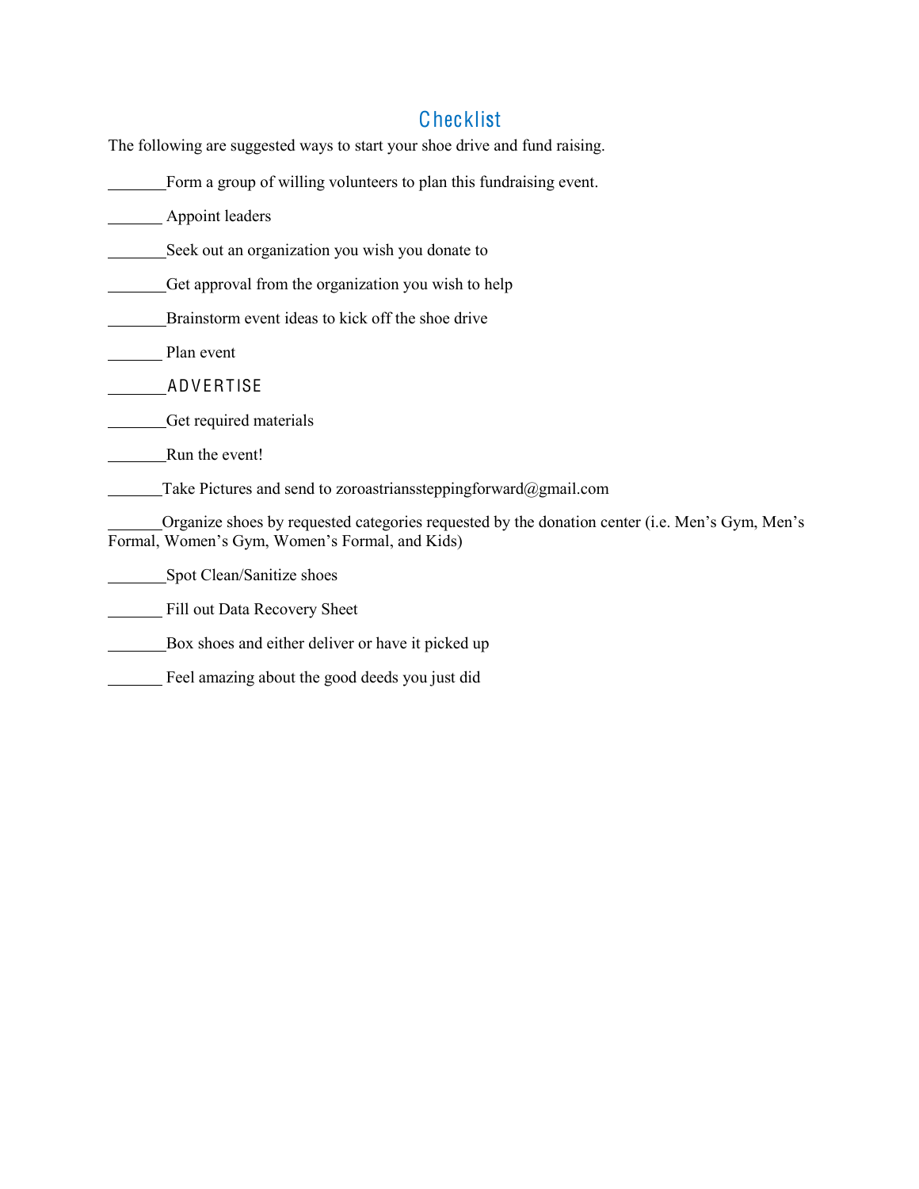# Checklist

The following are suggested ways to start your shoe drive and fund raising.

_______Form a group of willing volunteers to plan this fundraising event.

_______ Appoint leaders

_______Seek out an organization you wish you donate to

_______Get approval from the organization you wish to help

_______Brainstorm event ideas to kick off the shoe drive

_______ Plan event

_______ADVERTISE

_______Get required materials

_______Run the event!

_______Take Pictures and send to zoroastrianssteppingforward@gmail.com

_______Organize shoes by requested categories requested by the donation center (i.e. Men's Gym, Men's Formal, Women's Gym, Women's Formal, and Kids)

_______Spot Clean/Sanitize shoes

_______ Fill out Data Recovery Sheet

_______Box shoes and either deliver or have it picked up

_______ Feel amazing about the good deeds you just did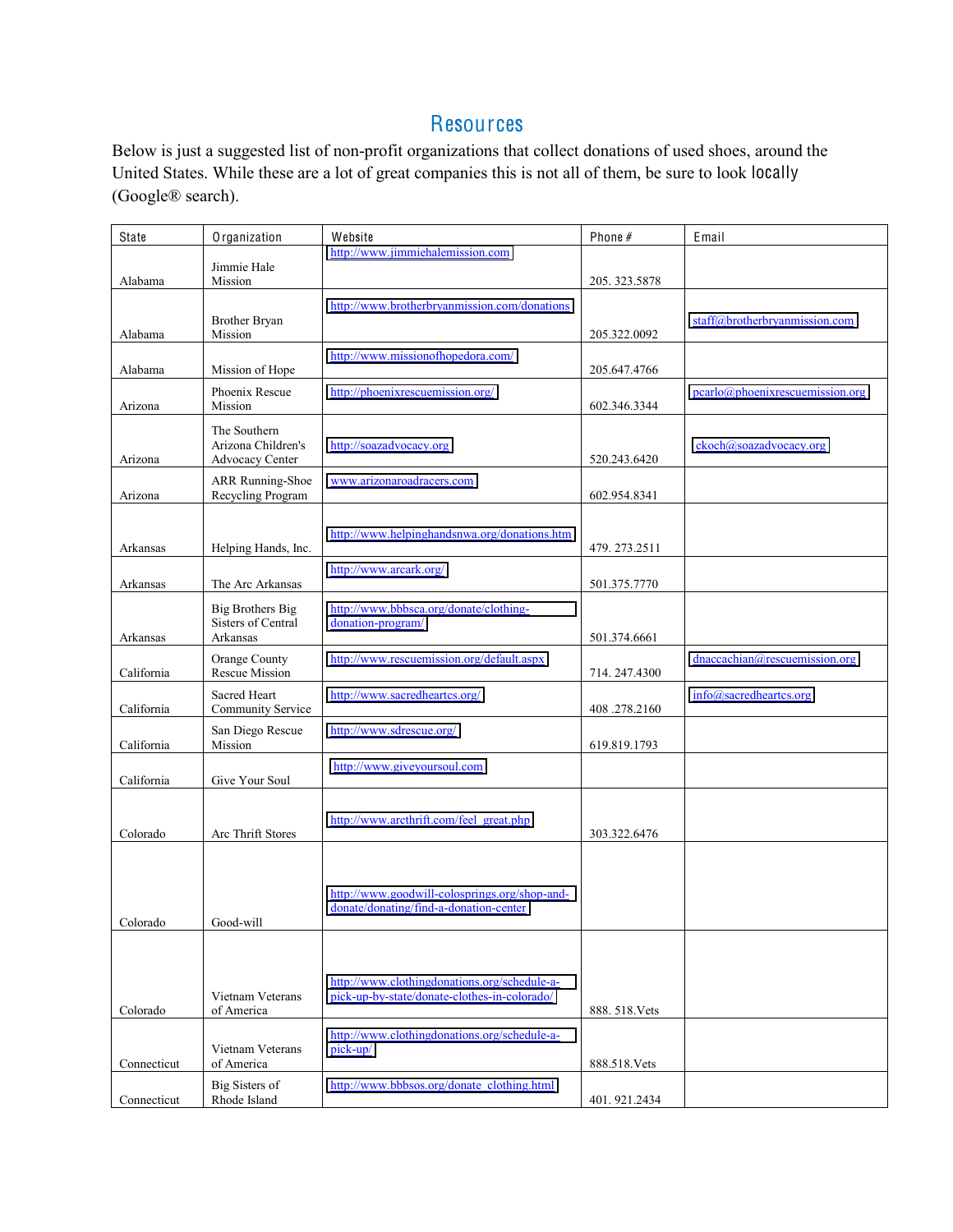# Resources

Below is just a suggested list of non-profit organizations that collect donations of used shoes, around the United States. While these are a lot of great companies this is not all of them, be sure to look locally (Google® search).

| State | Organization | Website | Phone # | Email |
|---|---|---|---|---|
| Alabama | Jimmie Hale Mission | http://www.jimmiehalemission.com | 205. 323.5878 | |
| Alabama | Brother Bryan Mission | http://www.brotherbryanmission.com/donations | 205.322.0092 | staff@brotherbryanmission.com |
| Alabama | Mission of Hope | http://www.missionofhopedora.com/ | 205.647.4766 | |
| Arizona | Phoenix Rescue Mission | http://phoenixrescuemission.org/ | 602.346.3344 | pcarlo@phoenixrescuemission.org |
| Arizona | The Southern Arizona Children's Advocacy Center | http://soazadvocacy.org | 520.243.6420 | ckoch@soazadvocacy.org |
| Arizona | ARR Running-Shoe Recycling Program | www.arizonaroadracers.com | 602.954.8341 | |
| Arkansas | Helping Hands, Inc. | http://www.helpinghandsnwa.org/donations.htm | 479. 273.2511 | |
| Arkansas | The Arc Arkansas | http://www.arcark.org/ | 501.375.7770 | |
| Arkansas | Big Brothers Big Sisters of Central Arkansas | http://www.bbbsca.org/donate/clothing-donation-program/ | 501.374.6661 | |
| California | Orange County Rescue Mission | http://www.rescuemission.org/default.aspx | 714. 247.4300 | dnaccachian@rescuemission.org |
| California | Sacred Heart Community Service | http://www.sacredheartcs.org/ | 408 .278.2160 | info@sacredheartcs.org |
| California | San Diego Rescue Mission | http://www.sdrescue.org/ | 619.819.1793 | |
| California | Give Your Soul | http://www.giveyoursoul.com | | |
| Colorado | Arc Thrift Stores | http://www.arcthrift.com/feel_great.php | 303.322.6476 | |
| Colorado | Good-will | http://www.goodwill-colosprings.org/shop-and-donate/donating/find-a-donation-center | | |
| Colorado | Vietnam Veterans of America | http://www.clothingdonations.org/schedule-a-pick-up-by-state/donate-clothes-in-colorado/ | 888. 518.Vets | |
| Connecticut | Vietnam Veterans of America | http://www.clothingdonations.org/schedule-a-pick-up/ | 888.518.Vets | |
| Connecticut | Big Sisters of Rhode Island | http://www.bbbsos.org/donate_clothing.html | 401. 921.2434 | |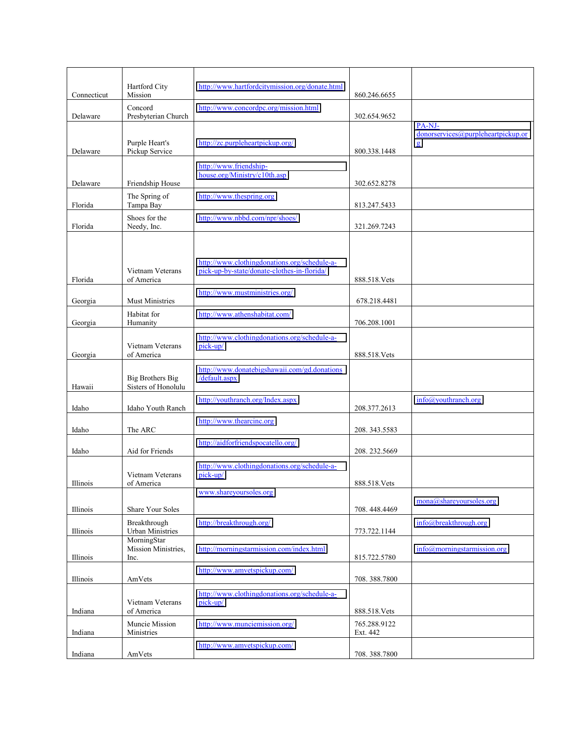| | | | | |
|---|---|---|---|---|
| Connecticut | Hartford City Mission | http://www.hartfordcitymission.org/donate.html | 860.246.6655 | |
| Delaware | Concord Presbyterian Church | http://www.concordpc.org/mission.html | 302.654.9652 | |
| Delaware | Purple Heart's Pickup Service | http://zc.purpleheartpickup.org/ | 800.338.1448 | PA-NJ-donorservices@purpleheartpickup.org |
| Delaware | Friendship House | http://www.friendship-house.org/Ministry/c10th.asp | 302.652.8278 | |
| Florida | The Spring of Tampa Bay | http://www.thespring.org | 813.247.5433 | |
| Florida | Shoes for the Needy, Inc. | http://www.nbbd.com/npr/shoes/ | 321.269.7243 | |
| Florida | Vietnam Veterans of America | http://www.clothingdonations.org/schedule-a-pick-up-by-state/donate-clothes-in-florida/ | 888.518.Vets | |
| Georgia | Must Ministries | http://www.mustministries.org/ | 678.218.4481 | |
| Georgia | Habitat for Humanity | http://www.athenshabitat.com/ | 706.208.1001 | |
| Georgia | Vietnam Veterans of America | http://www.clothingdonations.org/schedule-a-pick-up/ | 888.518.Vets | |
| Hawaii | Big Brothers Big Sisters of Honolulu | http://www.donatebigshawaii.com/gd.donations/default.aspx | | |
| Idaho | Idaho Youth Ranch | http://youthranch.org/Index.aspx | 208.377.2613 | info@youthranch.org |
| Idaho | The ARC | http://www.thearcinc.org | 208. 343.5583 | |
| Idaho | Aid for Friends | http://aidforfriendspocatello.org/ | 208. 232.5669 | |
| Illinois | Vietnam Veterans of America | http://www.clothingdonations.org/schedule-a-pick-up/ | 888.518.Vets | |
| Illinois | Share Your Soles | www.shareyoursoles.org | 708. 448.4469 | mona@shareyoursoles.org |
| Illinois | Breakthrough Urban Ministries | http://breakthrough.org/ | 773.722.1144 | info@breakthrough.org |
| Illinois | MorningStar Mission Ministries, Inc. | http://morningstarmission.com/index.html | 815.722.5780 | info@morningstarmission.org |
| Illinois | AmVets | http://www.amvetspickup.com/ | 708. 388.7800 | |
| Indiana | Vietnam Veterans of America | http://www.clothingdonations.org/schedule-a-pick-up/ | 888.518.Vets | |
| Indiana | Muncie Mission Ministries | http://www.munciemission.org/ | 765.288.9122 Ext. 442 | |
| Indiana | AmVets | http://www.amvetspickup.com/ | 708. 388.7800 | |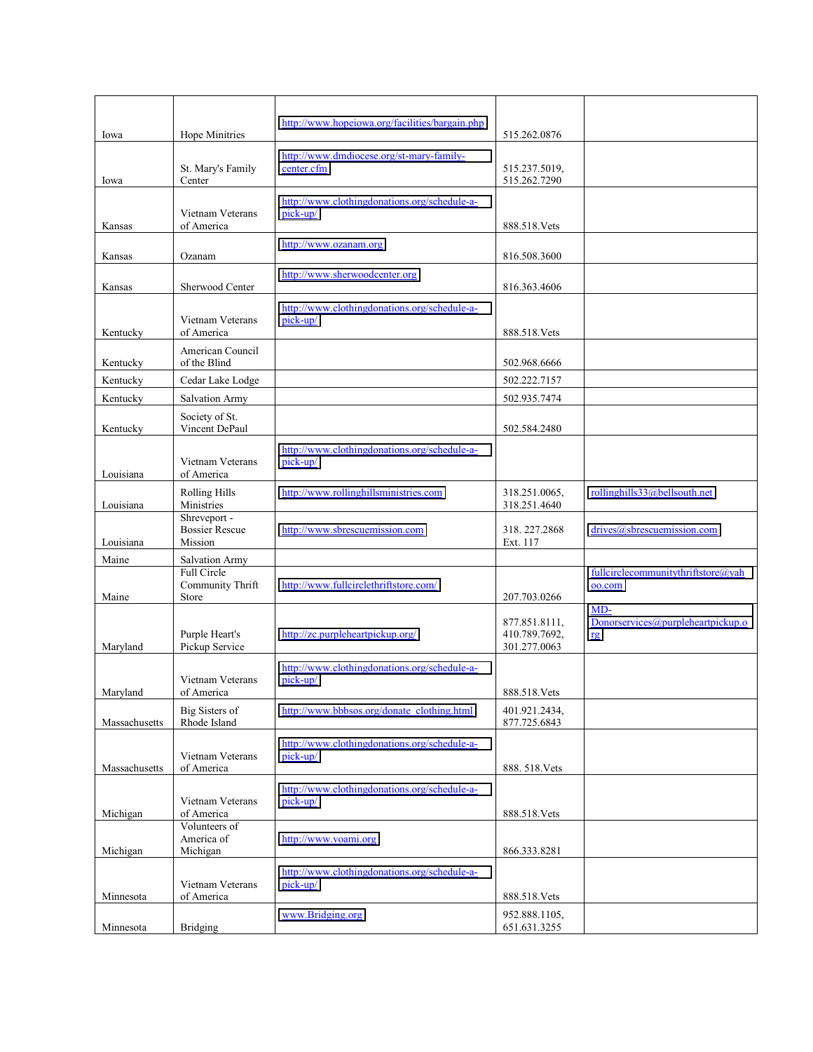| | | | | |
|---|---|---|---|---|
| Iowa | Hope Minitries | http://www.hopeiowa.org/facilities/bargain.php | 515.262.0876 | |
| Iowa | St. Mary's Family Center | http://www.dmdiocese.org/st-mary-family-center.cfm | 515.237.5019, 515.262.7290 | |
| Kansas | Vietnam Veterans of America | http://www.clothingdonations.org/schedule-a-pick-up/ | 888.518.Vets | |
| Kansas | Ozanam | http://www.ozanam.org | 816.508.3600 | |
| Kansas | Sherwood Center | http://www.sherwoodcenter.org | 816.363.4606 | |
| Kentucky | Vietnam Veterans of America | http://www.clothingdonations.org/schedule-a-pick-up/ | 888.518.Vets | |
| Kentucky | American Council of the Blind | | 502.968.6666 | |
| Kentucky | Cedar Lake Lodge | | 502.222.7157 | |
| Kentucky | Salvation Army | | 502.935.7474 | |
| Kentucky | Society of St. Vincent DePaul | | 502.584.2480 | |
| Louisiana | Vietnam Veterans of America | http://www.clothingdonations.org/schedule-a-pick-up/ | | |
| Louisiana | Rolling Hills Ministries | http://www.rollinghillsministries.com | 318.251.0065, 318.251.4640 | rollinghills33@bellsouth.net |
| Louisiana | Shreveport - Bossier Rescue Mission | http://www.sbrescuemission.com | 318. 227.2868 Ext. 117 | drives@sbrescuemission.com |
| Maine | Salvation Army | | | |
| Maine | Full Circle Community Thrift Store | http://www.fullcirclethriftstore.com/ | 207.703.0266 | fullcirclecommunitythriftstore@yahoo.com |
| Maryland | Purple Heart's Pickup Service | http://zc.purpleheartpickup.org/ | 877.851.8111, 410.789.7692, 301.277.0063 | MD-Donorservices@purpleheartpickup.org |
| Maryland | Vietnam Veterans of America | http://www.clothingdonations.org/schedule-a-pick-up/ | 888.518.Vets | |
| Massachusetts | Big Sisters of Rhode Island | http://www.bbbsos.org/donate_clothing.html | 401.921.2434, 877.725.6843 | |
| Massachusetts | Vietnam Veterans of America | http://www.clothingdonations.org/schedule-a-pick-up/ | 888. 518.Vets | |
| Michigan | Vietnam Veterans of America | http://www.clothingdonations.org/schedule-a-pick-up/ | 888.518.Vets | |
| Michigan | Volunteers of America of Michigan | http://www.voami.org | 866.333.8281 | |
| Minnesota | Vietnam Veterans of America | http://www.clothingdonations.org/schedule-a-pick-up/ | 888.518.Vets | |
| Minnesota | Bridging | www.Bridging.org | 952.888.1105, 651.631.3255 | |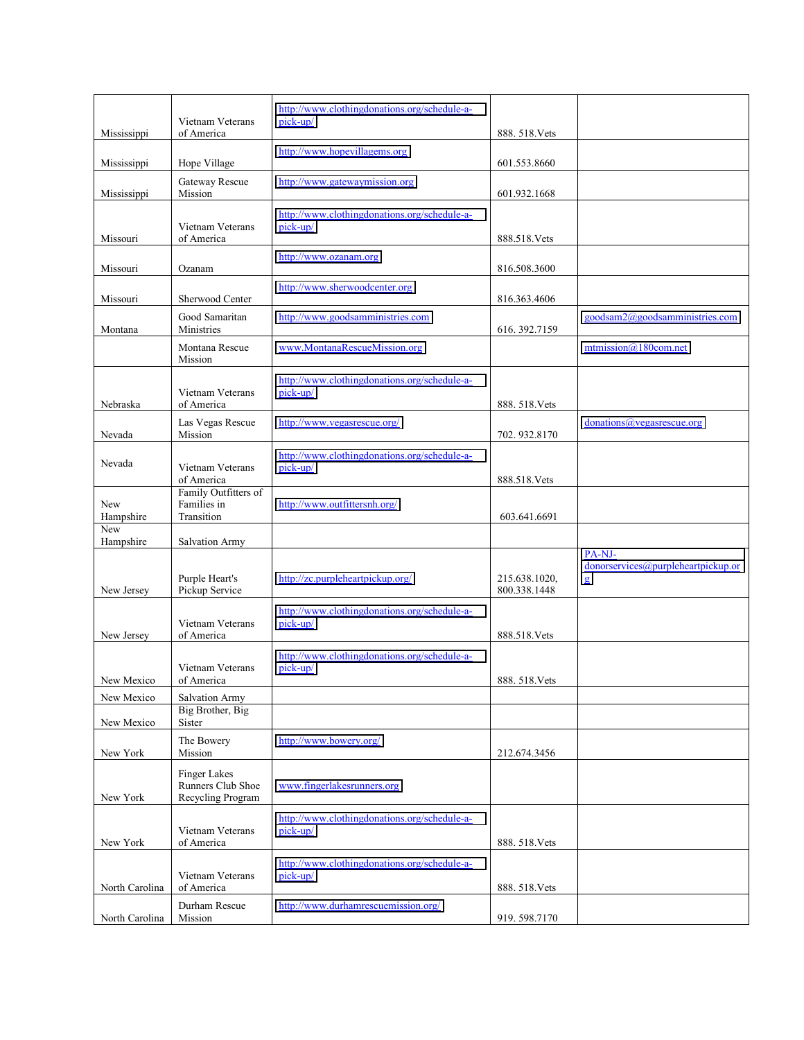| | | | | |
|---|---|---|---|---|
| Mississippi | Vietnam Veterans of America | http://www.clothingdonations.org/schedule-a-pick-up/ | 888. 518.Vets | |
| Mississippi | Hope Village | http://www.hopevillagems.org | 601.553.8660 | |
| Mississippi | Gateway Rescue Mission | http://www.gatewaymission.org | 601.932.1668 | |
| Missouri | Vietnam Veterans of America | http://www.clothingdonations.org/schedule-a-pick-up/ | 888.518.Vets | |
| Missouri | Ozanam | http://www.ozanam.org | 816.508.3600 | |
| Missouri | Sherwood Center | http://www.sherwoodcenter.org | 816.363.4606 | |
| Montana | Good Samaritan Ministries | http://www.goodsamministries.com | 616. 392.7159 | goodsam2@goodsamministries.com |
| | Montana Rescue Mission | www.MontanaRescueMission.org | | mtmission@180com.net |
| Nebraska | Vietnam Veterans of America | http://www.clothingdonations.org/schedule-a-pick-up/ | 888. 518.Vets | |
| Nevada | Las Vegas Rescue Mission | http://www.vegasrescue.org/ | 702. 932.8170 | donations@vegasrescue.org |
| Nevada | Vietnam Veterans of America | http://www.clothingdonations.org/schedule-a-pick-up/ | 888.518.Vets | |
| New Hampshire | Family Outfitters of Families in Transition | http://www.outfittersnh.org/ | 603.641.6691 | |
| New Hampshire | Salvation Army | | | |
| New Jersey | Purple Heart's Pickup Service | http://zc.purpleheartpickup.org/ | 215.638.1020, 800.338.1448 | PA-NJ-donorservices@purpleheartpickup.org |
| New Jersey | Vietnam Veterans of America | http://www.clothingdonations.org/schedule-a-pick-up/ | 888.518.Vets | |
| New Mexico | Vietnam Veterans of America | http://www.clothingdonations.org/schedule-a-pick-up/ | 888. 518.Vets | |
| New Mexico | Salvation Army | | | |
| New Mexico | Big Brother, Big Sister | | | |
| New York | The Bowery Mission | http://www.bowery.org/ | 212.674.3456 | |
| New York | Finger Lakes Runners Club Shoe Recycling Program | www.fingerlakesrunners.org | | |
| New York | Vietnam Veterans of America | http://www.clothingdonations.org/schedule-a-pick-up/ | 888. 518.Vets | |
| North Carolina | Vietnam Veterans of America | http://www.clothingdonations.org/schedule-a-pick-up/ | 888. 518.Vets | |
| North Carolina | Durham Rescue Mission | http://www.durhamrescuemission.org/ | 919. 598.7170 | |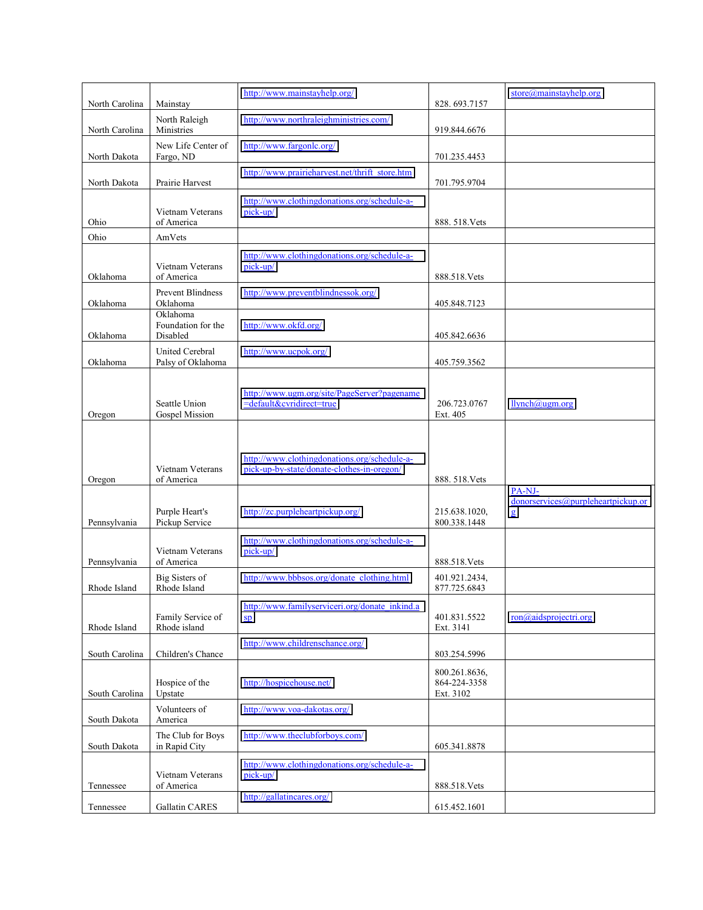| | | | | |
|---|---|---|---|---|
| North Carolina | Mainstay | http://www.mainstayhelp.org/ | 828. 693.7157 | store@mainstayhelp.org |
| North Carolina | North Raleigh Ministries | http://www.northraleighministries.com/ | 919.844.6676 | |
| North Dakota | New Life Center of Fargo, ND | http://www.fargonlc.org/ | 701.235.4453 | |
| North Dakota | Prairie Harvest | http://www.prairieharvest.net/thrift_store.htm | 701.795.9704 | |
| Ohio | Vietnam Veterans of America | http://www.clothingdonations.org/schedule-a-pick-up/ | 888. 518.Vets | |
| Ohio | AmVets | | | |
| Oklahoma | Vietnam Veterans of America | http://www.clothingdonations.org/schedule-a-pick-up/ | 888.518.Vets | |
| Oklahoma | Prevent Blindness Oklahoma | http://www.preventblindnessok.org/ | 405.848.7123 | |
| Oklahoma | Oklahoma Foundation for the Disabled | http://www.okfd.org/ | 405.842.6636 | |
| Oklahoma | United Cerebral Palsy of Oklahoma | http://www.ucpok.org/ | 405.759.3562 | |
| Oregon | Seattle Union Gospel Mission | http://www.ugm.org/site/PageServer?pagename=default&cvridirect=true | 206.723.0767 Ext. 405 | llynch@ugm.org |
| Oregon | Vietnam Veterans of America | http://www.clothingdonations.org/schedule-a-pick-up-by-state/donate-clothes-in-oregon/ | 888. 518.Vets | |
| Pennsylvania | Purple Heart's Pickup Service | http://zc.purpleheartpickup.org/ | 215.638.1020, 800.338.1448 | PA-NJ-donorservices@purpleheartpickup.org |
| Pennsylvania | Vietnam Veterans of America | http://www.clothingdonations.org/schedule-a-pick-up/ | 888.518.Vets | |
| Rhode Island | Big Sisters of Rhode Island | http://www.bbbsos.org/donate_clothing.html | 401.921.2434, 877.725.6843 | |
| Rhode Island | Family Service of Rhode island | http://www.familyserviceri.org/donate_inkind.asp | 401.831.5522 Ext. 3141 | ron@aidsprojectri.org |
| South Carolina | Children's Chance | http://www.childrenschance.org/ | 803.254.5996 | |
| South Carolina | Hospice of the Upstate | http://hospicehouse.net/ | 800.261.8636, 864-224-3358 Ext. 3102 | |
| South Dakota | Volunteers of America | http://www.voa-dakotas.org/ | | |
| South Dakota | The Club for Boys in Rapid City | http://www.theclubforboys.com/ | 605.341.8878 | |
| Tennessee | Vietnam Veterans of America | http://www.clothingdonations.org/schedule-a-pick-up/ | 888.518.Vets | |
| Tennessee | Gallatin CARES | http://gallatincares.org/ | 615.452.1601 | |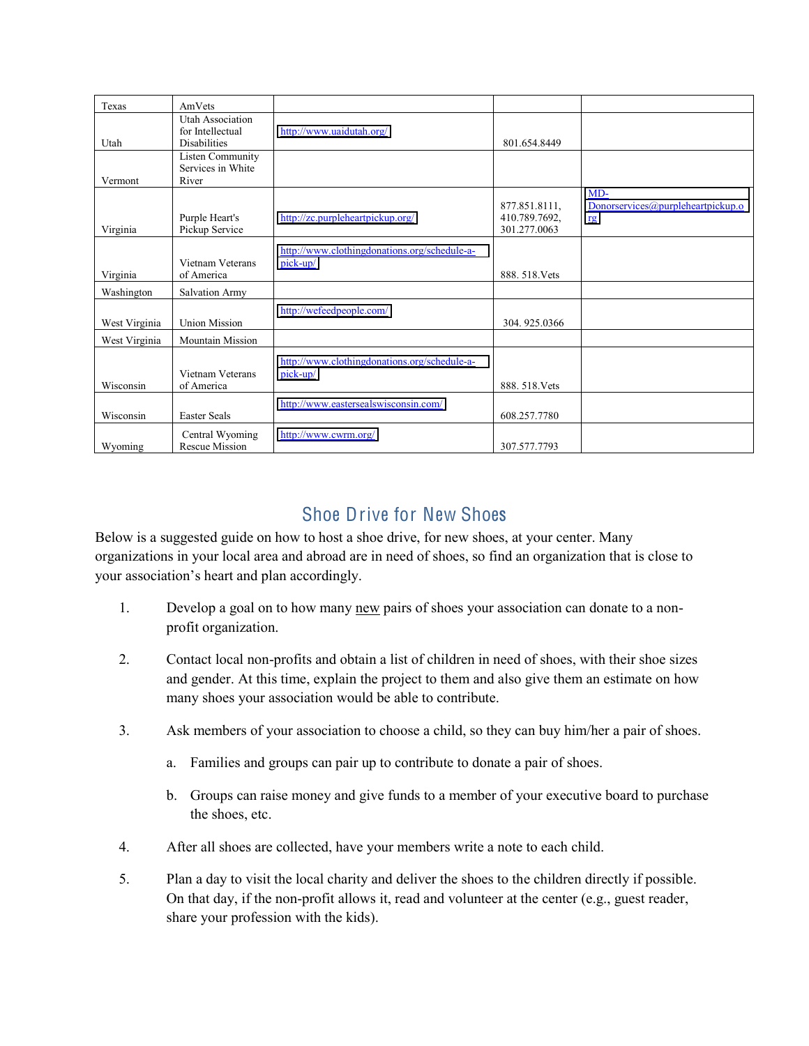| Texas | AmVets | | | |
|---|---|---|---|---|
| Utah | Utah Association for Intellectual Disabilities | http://www.uaidutah.org/ | 801.654.8449 | |
| Vermont | Listen Community Services in White River | | | |
| Virginia | Purple Heart's Pickup Service | http://zc.purpleheartpickup.org/ | 877.851.8111, 410.789.7692, 301.277.0063 | MD-Donorservices@purpleheartpickup.org |
| Virginia | Vietnam Veterans of America | http://www.clothingdonations.org/schedule-a-pick-up/ | 888. 518.Vets | |
| Washington | Salvation Army | | | |
| West Virginia | Union Mission | http://wefeedpeople.com/ | 304. 925.0366 | |
| West Virginia | Mountain Mission | | | |
| Wisconsin | Vietnam Veterans of America | http://www.clothingdonations.org/schedule-a-pick-up/ | 888. 518.Vets | |
| Wisconsin | Easter Seals | http://www.eastersealswisconsin.com/ | 608.257.7780 | |
| Wyoming | Central Wyoming Rescue Mission | http://www.cwrm.org/ | 307.577.7793 | |

## Shoe Drive for New Shoes

Below is a suggested guide on how to host a shoe drive, for new shoes, at your center. Many organizations in your local area and abroad are in need of shoes, so find an organization that is close to your association's heart and plan accordingly.

1. Develop a goal on to how many new pairs of shoes your association can donate to a non-profit organization.

2. Contact local non-profits and obtain a list of children in need of shoes, with their shoe sizes and gender. At this time, explain the project to them and also give them an estimate on how many shoes your association would be able to contribute.

3. Ask members of your association to choose a child, so they can buy him/her a pair of shoes.

   a. Families and groups can pair up to contribute to donate a pair of shoes.

   b. Groups can raise money and give funds to a member of your executive board to purchase the shoes, etc.

4. After all shoes are collected, have your members write a note to each child.

5. Plan a day to visit the local charity and deliver the shoes to the children directly if possible. On that day, if the non-profit allows it, read and volunteer at the center (e.g., guest reader, share your profession with the kids).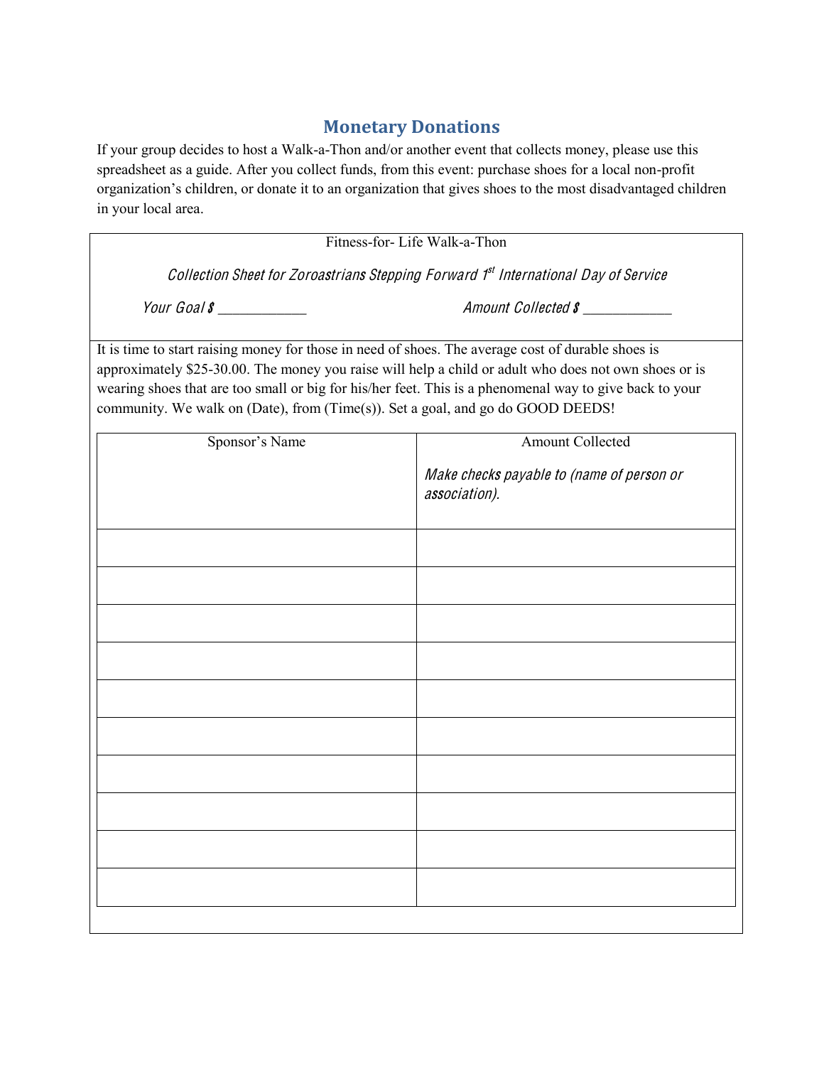## Monetary Donations

If your group decides to host a Walk-a-Thon and/or another event that collects money, please use this spreadsheet as a guide. After you collect funds, from this event: purchase shoes for a local non-profit organization's children, or donate it to an organization that gives shoes to the most disadvantaged children in your local area.

Fitness-for- Life Walk-a-Thon

*Collection Sheet for Zoroastrians Stepping Forward 1st International Day of Service*

*Your Goal $ ___________* *Amount Collected $ ___________*

It is time to start raising money for those in need of shoes. The average cost of durable shoes is approximately $25-30.00. The money you raise will help a child or adult who does not own shoes or is wearing shoes that are too small or big for his/her feet. This is a phenomenal way to give back to your community. We walk on (Date), from (Time(s)). Set a goal, and go do GOOD DEEDS!

| Sponsor's Name | Amount Collected<br><br>*Make checks payable to (name of person or association).* |
|---|---|
| | |
| | |
| | |
| | |
| | |
| | |
| | |
| | |
| | |
| | |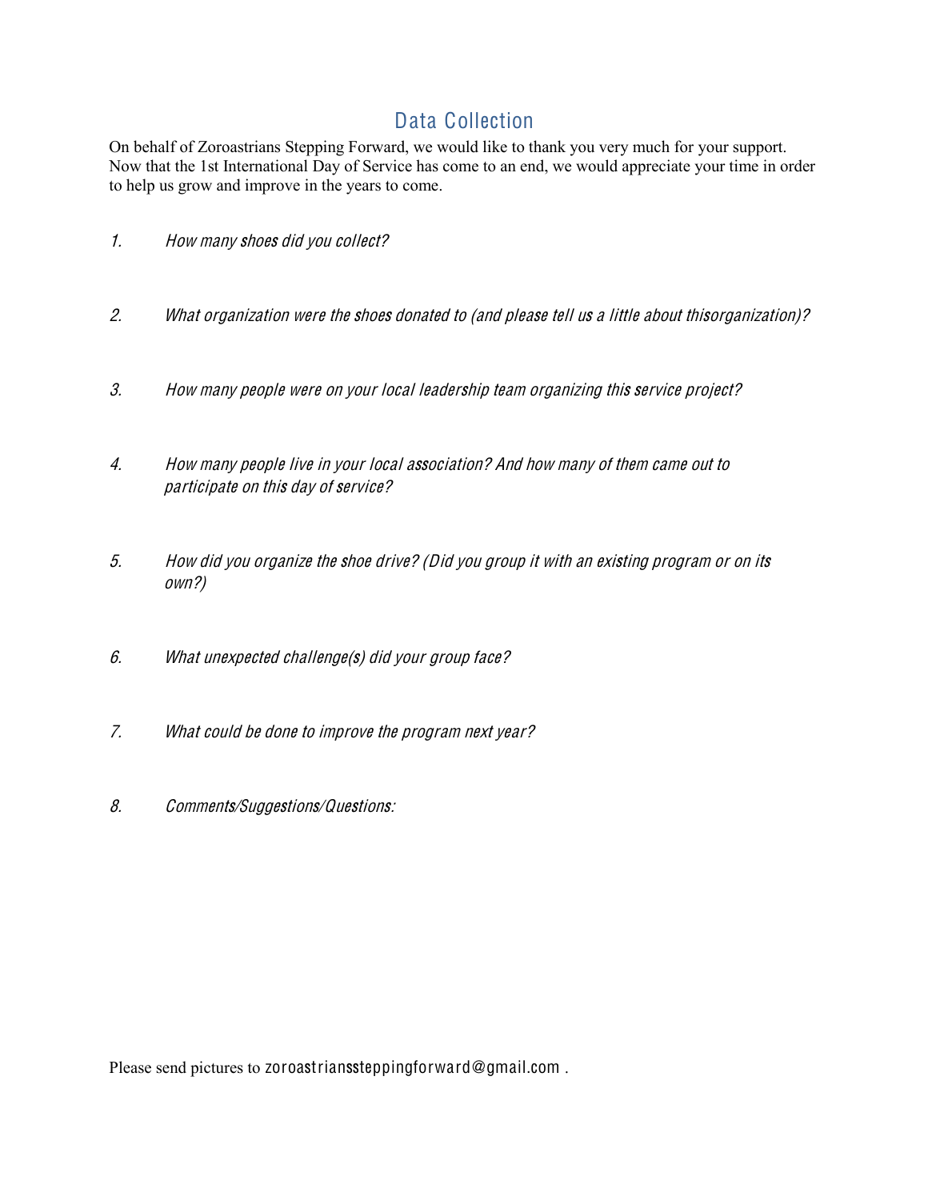## Data Collection

On behalf of Zoroastrians Stepping Forward, we would like to thank you very much for your support. Now that the 1st International Day of Service has come to an end, we would appreciate your time in order to help us grow and improve in the years to come.

1. *How many shoes did you collect?*

2. *What organization were the shoes donated to (and please tell us a little about thisorganization)?*

3. *How many people were on your local leadership team organizing this service project?*

4. *How many people live in your local association? And how many of them came out to participate on this day of service?*

5. *How did you organize the shoe drive? (Did you group it with an existing program or on its own?)*

6. *What unexpected challenge(s) did your group face?*

7. *What could be done to improve the program next year?*

8. *Comments/Suggestions/Questions:*

Please send pictures to zoroastrianssteppingforward@gmail.com .